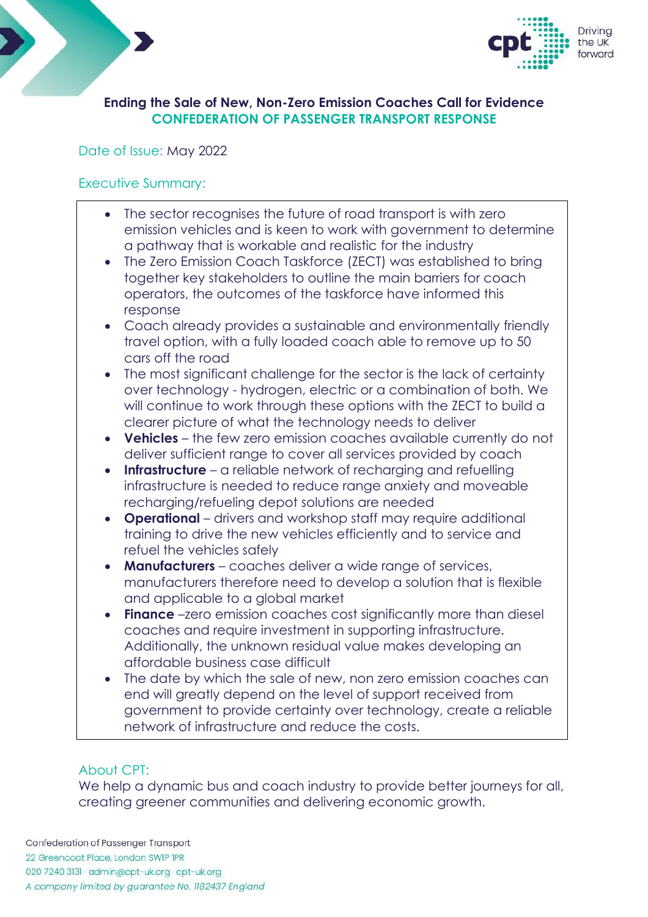# Ending the Sale of New, Non-Zero Emission Coaches Call for Evidence

## CONFEDERATION OF PASSENGER TRANSPORT RESPONSE

Date of Issue: May 2022

## Executive Summary:

- The sector recognises the future of road transport is with zero emission vehicles and is keen to work with government to determine a pathway that is workable and realistic for the industry
- The Zero Emission Coach Taskforce (ZECT) was established to bring together key stakeholders to outline the main barriers for coach operators, the outcomes of the taskforce have informed this response
- Coach already provides a sustainable and environmentally friendly travel option, with a fully loaded coach able to remove up to 50 cars off the road
- The most significant challenge for the sector is the lack of certainty over technology - hydrogen, electric or a combination of both. We will continue to work through these options with the ZECT to build a clearer picture of what the technology needs to deliver
- **Vehicles** – the few zero emission coaches available currently do not deliver sufficient range to cover all services provided by coach
- **Infrastructure** – a reliable network of recharging and refuelling infrastructure is needed to reduce range anxiety and moveable recharging/refueling depot solutions are needed
- **Operational** – drivers and workshop staff may require additional training to drive the new vehicles efficiently and to service and refuel the vehicles safely
- **Manufacturers** – coaches deliver a wide range of services, manufacturers therefore need to develop a solution that is flexible and applicable to a global market
- **Finance** –zero emission coaches cost significantly more than diesel coaches and require investment in supporting infrastructure. Additionally, the unknown residual value makes developing an affordable business case difficult
- The date by which the sale of new, non zero emission coaches can end will greatly depend on the level of support received from government to provide certainty over technology, create a reliable network of infrastructure and reduce the costs.

## About CPT:

We help a dynamic bus and coach industry to provide better journeys for all, creating greener communities and delivering economic growth.

Confederation of Passenger Transport
22 Greencoat Place, London SW1P 1PR
020 7240 3131 · admin@cpt-uk.org · cpt-uk.org
*A company limited by guarantee No. 1182437 England*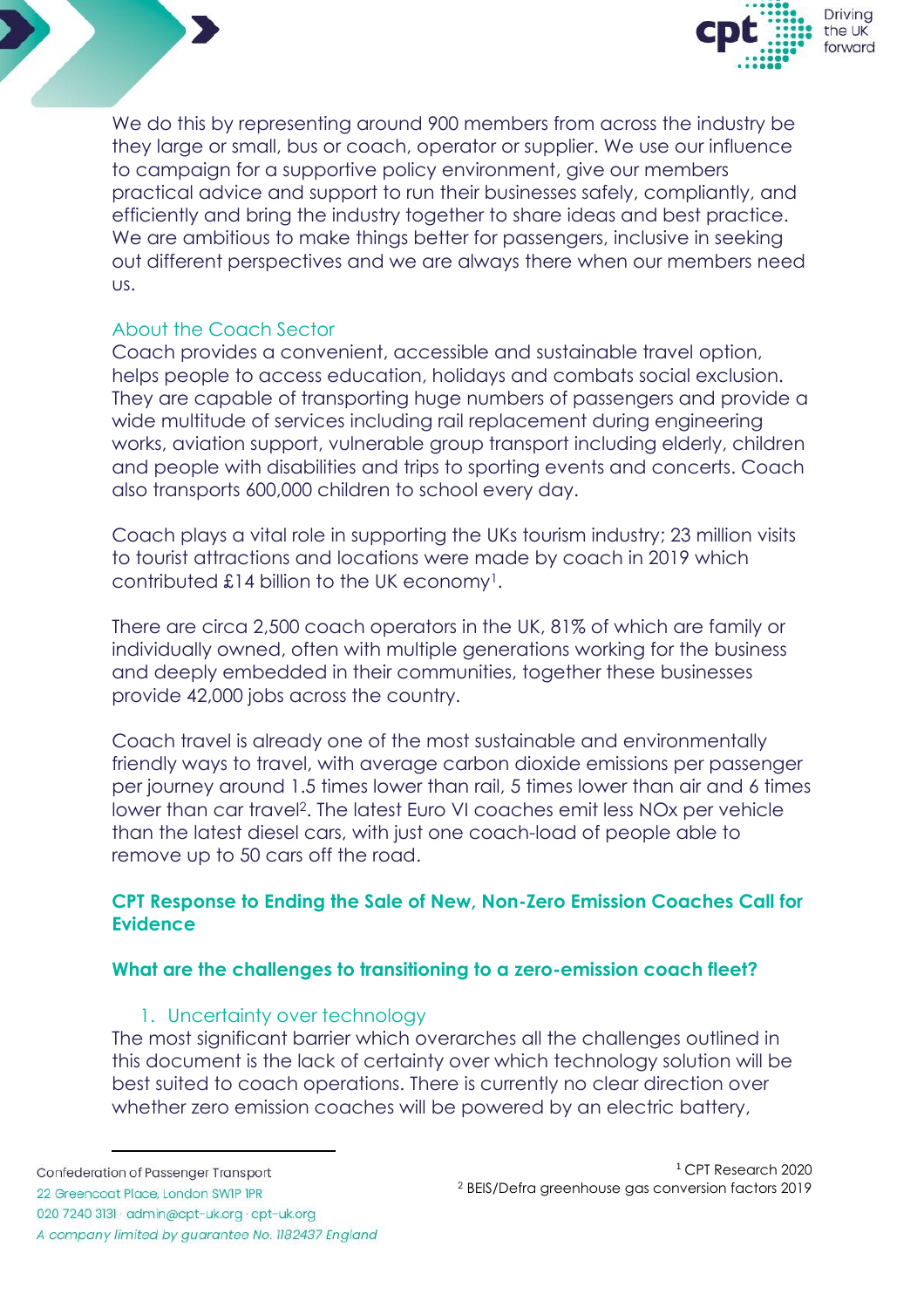We do this by representing around 900 members from across the industry be they large or small, bus or coach, operator or supplier. We use our influence to campaign for a supportive policy environment, give our members practical advice and support to run their businesses safely, compliantly, and efficiently and bring the industry together to share ideas and best practice. We are ambitious to make things better for passengers, inclusive in seeking out different perspectives and we are always there when our members need us.

## About the Coach Sector

Coach provides a convenient, accessible and sustainable travel option, helps people to access education, holidays and combats social exclusion. They are capable of transporting huge numbers of passengers and provide a wide multitude of services including rail replacement during engineering works, aviation support, vulnerable group transport including elderly, children and people with disabilities and trips to sporting events and concerts. Coach also transports 600,000 children to school every day.

Coach plays a vital role in supporting the UKs tourism industry; 23 million visits to tourist attractions and locations were made by coach in 2019 which contributed £14 billion to the UK economy[1].

There are circa 2,500 coach operators in the UK, 81% of which are family or individually owned, often with multiple generations working for the business and deeply embedded in their communities, together these businesses provide 42,000 jobs across the country.

Coach travel is already one of the most sustainable and environmentally friendly ways to travel, with average carbon dioxide emissions per passenger per journey around 1.5 times lower than rail, 5 times lower than air and 6 times lower than car travel[2]. The latest Euro VI coaches emit less NOx per vehicle than the latest diesel cars, with just one coach-load of people able to remove up to 50 cars off the road.

## CPT Response to Ending the Sale of New, Non-Zero Emission Coaches Call for Evidence

### What are the challenges to transitioning to a zero-emission coach fleet?

1. Uncertainty over technology

The most significant barrier which overarches all the challenges outlined in this document is the lack of certainty over which technology solution will be best suited to coach operations. There is currently no clear direction over whether zero emission coaches will be powered by an electric battery,

[1] CPT Research 2020

[2] BEIS/Defra greenhouse gas conversion factors 2019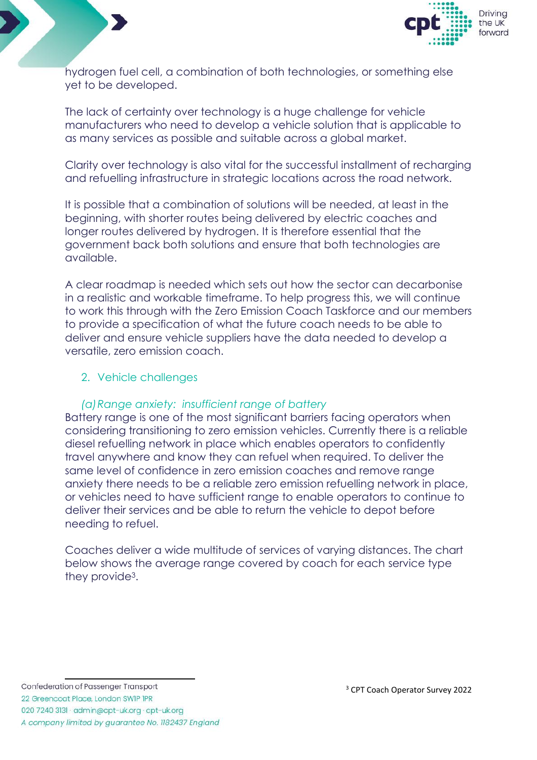hydrogen fuel cell, a combination of both technologies, or something else yet to be developed.

The lack of certainty over technology is a huge challenge for vehicle manufacturers who need to develop a vehicle solution that is applicable to as many services as possible and suitable across a global market.

Clarity over technology is also vital for the successful installment of recharging and refuelling infrastructure in strategic locations across the road network.

It is possible that a combination of solutions will be needed, at least in the beginning, with shorter routes being delivered by electric coaches and longer routes delivered by hydrogen. It is therefore essential that the government back both solutions and ensure that both technologies are available.

A clear roadmap is needed which sets out how the sector can decarbonise in a realistic and workable timeframe. To help progress this, we will continue to work this through with the Zero Emission Coach Taskforce and our members to provide a specification of what the future coach needs to be able to deliver and ensure vehicle suppliers have the data needed to develop a versatile, zero emission coach.

## 2. Vehicle challenges

### *(a) Range anxiety: insufficient range of battery*

Battery range is one of the most significant barriers facing operators when considering transitioning to zero emission vehicles. Currently there is a reliable diesel refuelling network in place which enables operators to confidently travel anywhere and know they can refuel when required. To deliver the same level of confidence in zero emission coaches and remove range anxiety there needs to be a reliable zero emission refuelling network in place, or vehicles need to have sufficient range to enable operators to continue to deliver their services and be able to return the vehicle to depot before needing to refuel.

Coaches deliver a wide multitude of services of varying distances. The chart below shows the average range covered by coach for each service type they provide[3].

---

[3] CPT Coach Operator Survey 2022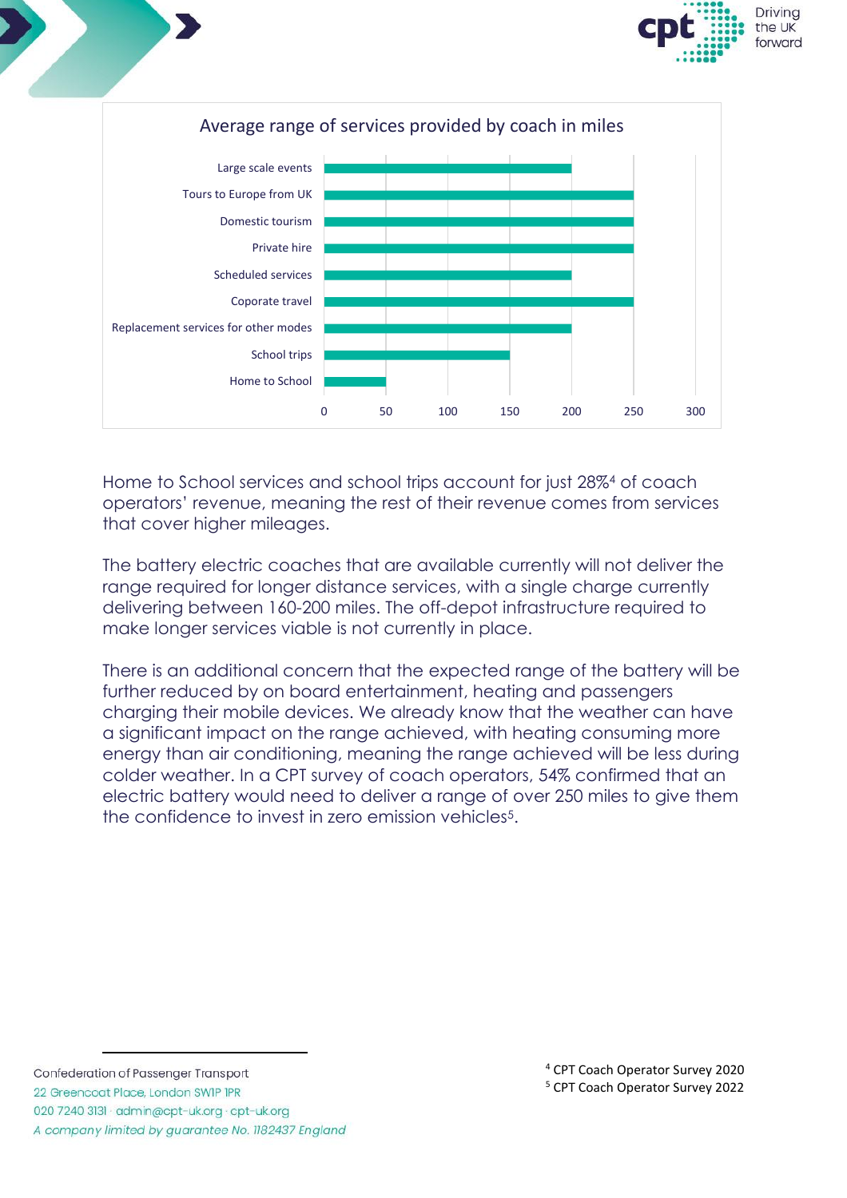### Average range of services provided by coach in miles

| Service | Average range (miles) |
|---|---|
| Large scale events | 200 |
| Tours to Europe from UK | 250 |
| Domestic tourism | 250 |
| Private hire | 250 |
| Scheduled services | 200 |
| Coporate travel | 250 |
| Replacement services for other modes | 200 |
| School trips | 150 |
| Home to School | 50 |

Home to School services and school trips account for just 28%[4] of coach operators' revenue, meaning the rest of their revenue comes from services that cover higher mileages.

The battery electric coaches that are available currently will not deliver the range required for longer distance services, with a single charge currently delivering between 160-200 miles. The off-depot infrastructure required to make longer services viable is not currently in place.

There is an additional concern that the expected range of the battery will be further reduced by on board entertainment, heating and passengers charging their mobile devices. We already know that the weather can have a significant impact on the range achieved, with heating consuming more energy than air conditioning, meaning the range achieved will be less during colder weather. In a CPT survey of coach operators, 54% confirmed that an electric battery would need to deliver a range of over 250 miles to give them the confidence to invest in zero emission vehicles[5].

[4] CPT Coach Operator Survey 2020
[5] CPT Coach Operator Survey 2022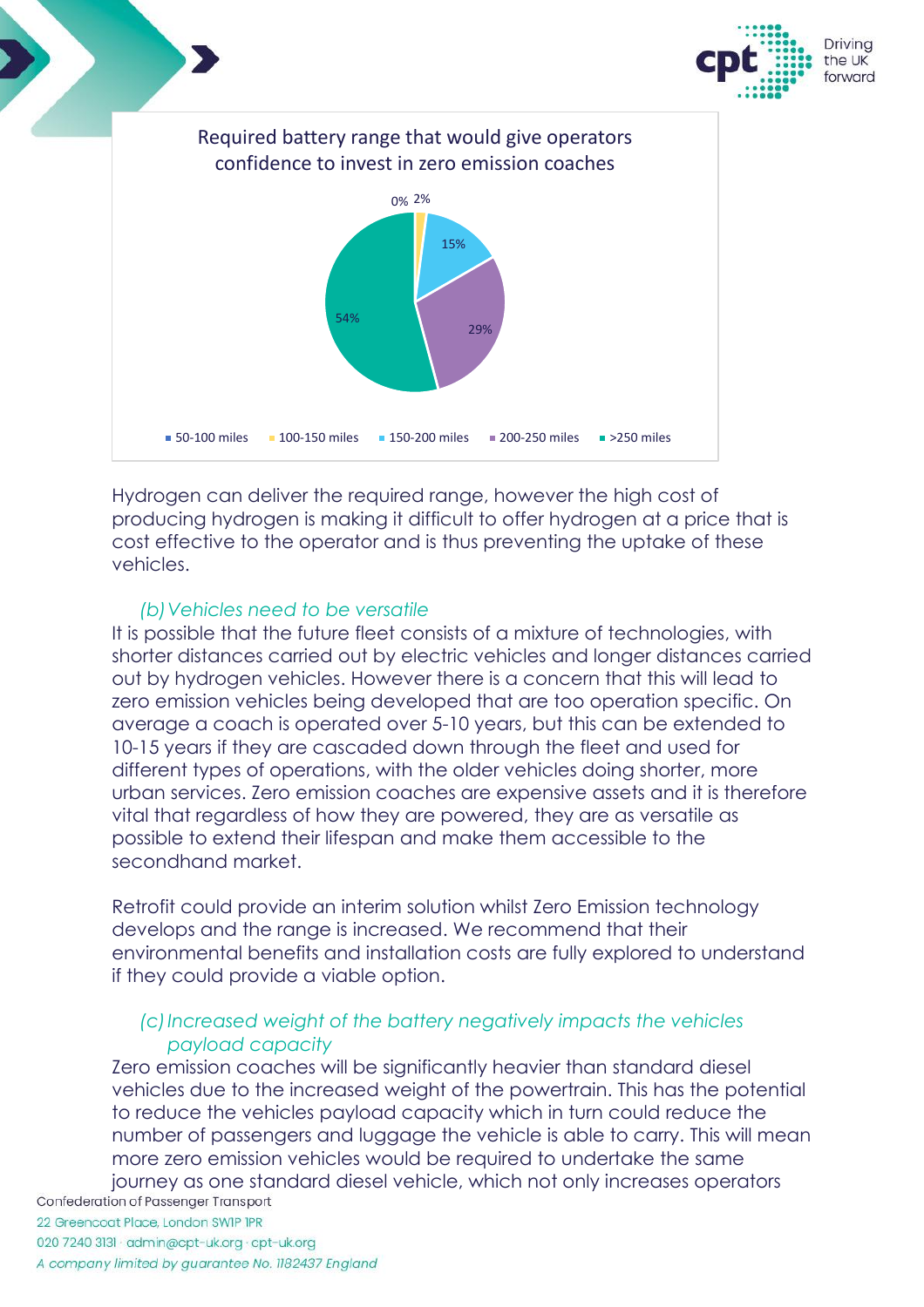Required battery range that would give operators confidence to invest in zero emission coaches

| Range | Share |
| --- | --- |
| 50-100 miles | 0% |
| 100-150 miles | 2% |
| 150-200 miles | 15% |
| 200-250 miles | 29% |
| >250 miles | 54% |

Hydrogen can deliver the required range, however the high cost of producing hydrogen is making it difficult to offer hydrogen at a price that is cost effective to the operator and is thus preventing the uptake of these vehicles.

*(b) Vehicles need to be versatile*

It is possible that the future fleet consists of a mixture of technologies, with shorter distances carried out by electric vehicles and longer distances carried out by hydrogen vehicles. However there is a concern that this will lead to zero emission vehicles being developed that are too operation specific. On average a coach is operated over 5-10 years, but this can be extended to 10-15 years if they are cascaded down through the fleet and used for different types of operations, with the older vehicles doing shorter, more urban services. Zero emission coaches are expensive assets and it is therefore vital that regardless of how they are powered, they are as versatile as possible to extend their lifespan and make them accessible to the secondhand market.

Retrofit could provide an interim solution whilst Zero Emission technology develops and the range is increased. We recommend that their environmental benefits and installation costs are fully explored to understand if they could provide a viable option.

*(c) Increased weight of the battery negatively impacts the vehicles payload capacity*

Zero emission coaches will be significantly heavier than standard diesel vehicles due to the increased weight of the powertrain. This has the potential to reduce the vehicles payload capacity which in turn could reduce the number of passengers and luggage the vehicle is able to carry. This will mean more zero emission vehicles would be required to undertake the same journey as one standard diesel vehicle, which not only increases operators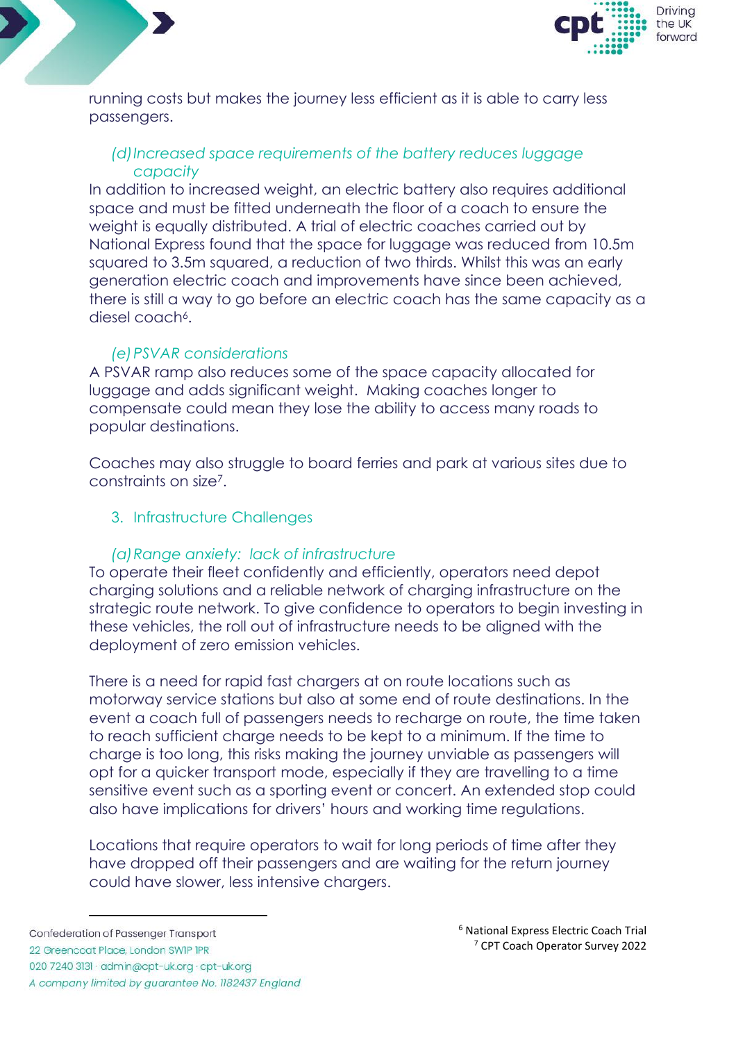running costs but makes the journey less efficient as it is able to carry less passengers.

### *(d) Increased space requirements of the battery reduces luggage capacity*

In addition to increased weight, an electric battery also requires additional space and must be fitted underneath the floor of a coach to ensure the weight is equally distributed. A trial of electric coaches carried out by National Express found that the space for luggage was reduced from 10.5m squared to 3.5m squared, a reduction of two thirds. Whilst this was an early generation electric coach and improvements have since been achieved, there is still a way to go before an electric coach has the same capacity as a diesel coach[6].

### *(e) PSVAR considerations*

A PSVAR ramp also reduces some of the space capacity allocated for luggage and adds significant weight. Making coaches longer to compensate could mean they lose the ability to access many roads to popular destinations.

Coaches may also struggle to board ferries and park at various sites due to constraints on size[7].

## 3. Infrastructure Challenges

### *(a) Range anxiety: lack of infrastructure*

To operate their fleet confidently and efficiently, operators need depot charging solutions and a reliable network of charging infrastructure on the strategic route network. To give confidence to operators to begin investing in these vehicles, the roll out of infrastructure needs to be aligned with the deployment of zero emission vehicles.

There is a need for rapid fast chargers at on route locations such as motorway service stations but also at some end of route destinations. In the event a coach full of passengers needs to recharge on route, the time taken to reach sufficient charge needs to be kept to a minimum. If the time to charge is too long, this risks making the journey unviable as passengers will opt for a quicker transport mode, especially if they are travelling to a time sensitive event such as a sporting event or concert. An extended stop could also have implications for drivers' hours and working time regulations.

Locations that require operators to wait for long periods of time after they have dropped off their passengers and are waiting for the return journey could have slower, less intensive chargers.

---

[6] National Express Electric Coach Trial
[7] CPT Coach Operator Survey 2022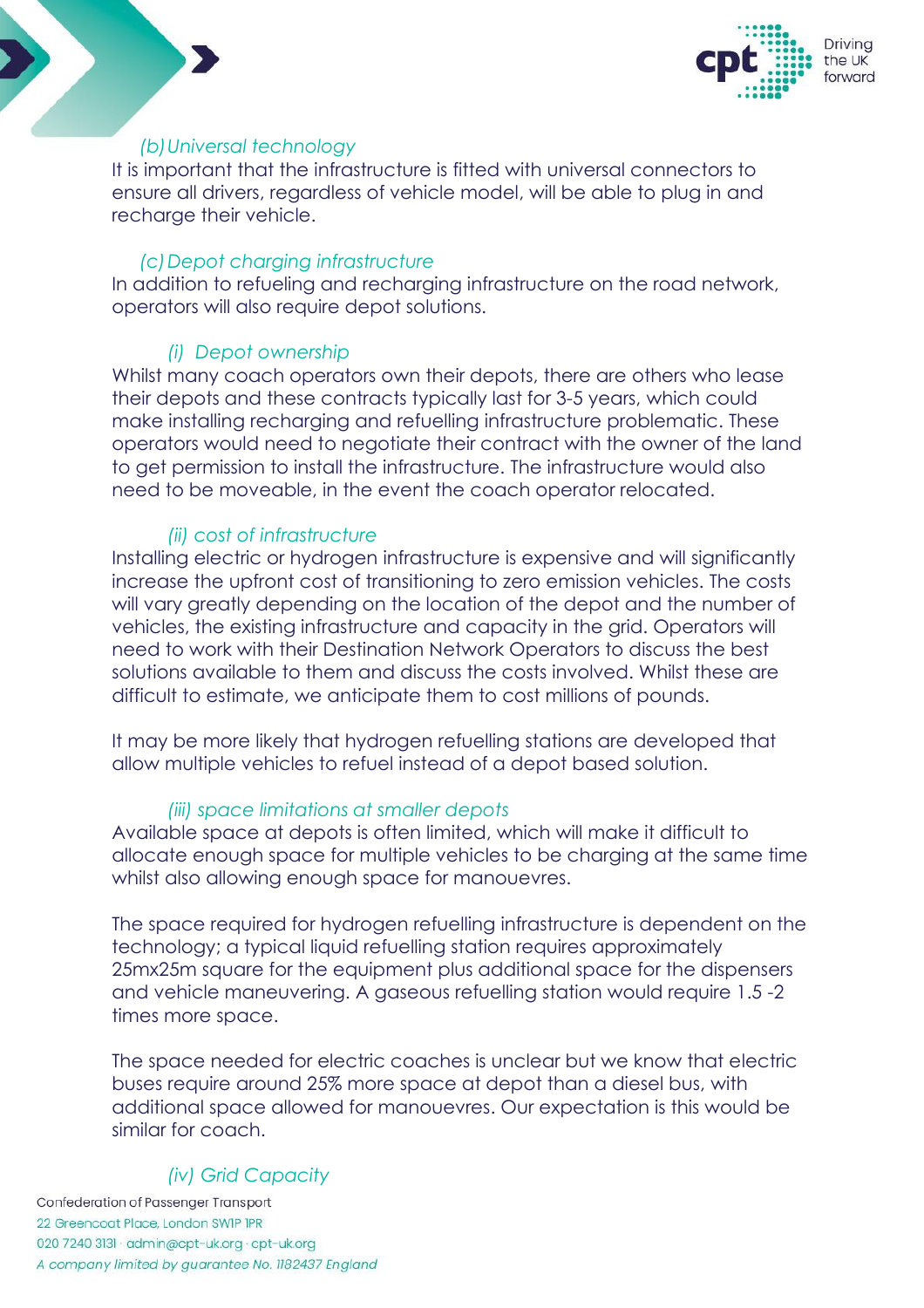### *(b) Universal technology*

It is important that the infrastructure is fitted with universal connectors to ensure all drivers, regardless of vehicle model, will be able to plug in and recharge their vehicle.

### *(c) Depot charging infrastructure*

In addition to refueling and recharging infrastructure on the road network, operators will also require depot solutions.

#### *(i) Depot ownership*

Whilst many coach operators own their depots, there are others who lease their depots and these contracts typically last for 3-5 years, which could make installing recharging and refueling infrastructure problematic. These operators would need to negotiate their contract with the owner of the land to get permission to install the infrastructure. The infrastructure would also need to be moveable, in the event the coach operator relocated.

#### *(ii) cost of infrastructure*

Installing electric or hydrogen infrastructure is expensive and will significantly increase the upfront cost of transitioning to zero emission vehicles. The costs will vary greatly depending on the location of the depot and the number of vehicles, the existing infrastructure and capacity in the grid. Operators will need to work with their Destination Network Operators to discuss the best solutions available to them and discuss the costs involved. Whilst these are difficult to estimate, we anticipate them to cost millions of pounds.

It may be more likely that hydrogen refuelling stations are developed that allow multiple vehicles to refuel instead of a depot based solution.

#### *(iii) space limitations at smaller depots*

Available space at depots is often limited, which will make it difficult to allocate enough space for multiple vehicles to be charging at the same time whilst also allowing enough space for manouevres.

The space required for hydrogen refuelling infrastructure is dependent on the technology; a typical liquid refuelling station requires approximately 25mx25m square for the equipment plus additional space for the dispensers and vehicle maneuvering. A gaseous refuelling station would require 1.5 -2 times more space.

The space needed for electric coaches is unclear but we know that electric buses require around 25% more space at depot than a diesel bus, with additional space allowed for manouevres. Our expectation is this would be similar for coach.

#### *(iv) Grid Capacity*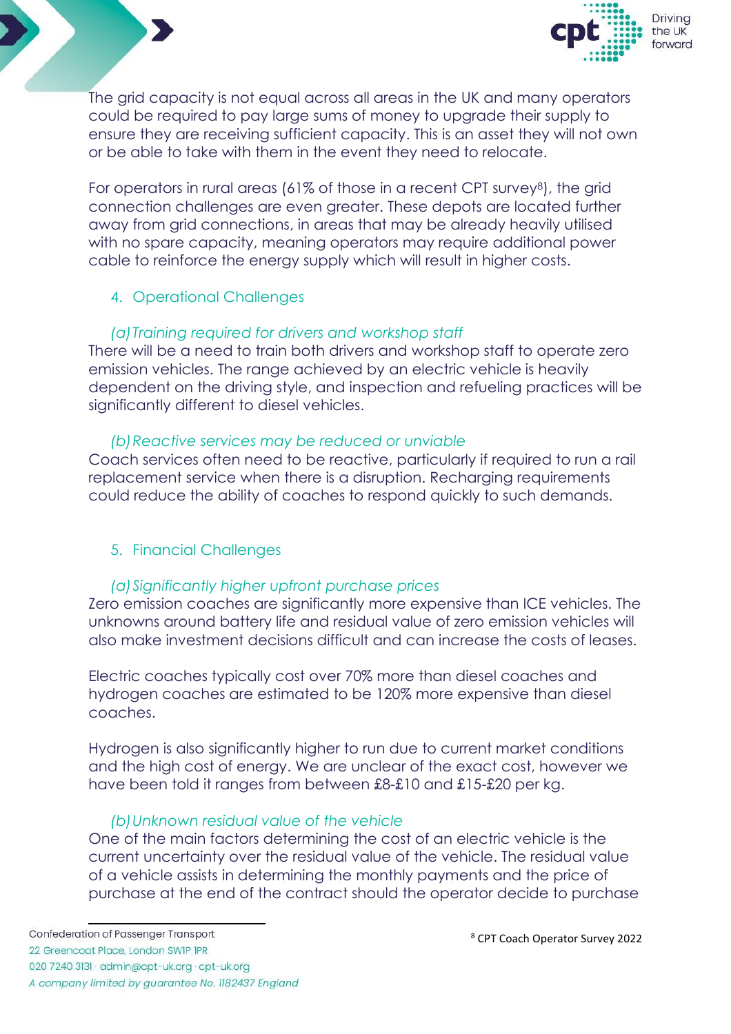The grid capacity is not equal across all areas in the UK and many operators could be required to pay large sums of money to upgrade their supply to ensure they are receiving sufficient capacity. This is an asset they will not own or be able to take with them in the event they need to relocate.

For operators in rural areas (61% of those in a recent CPT survey[8]), the grid connection challenges are even greater. These depots are located further away from grid connections, in areas that may be already heavily utilised with no spare capacity, meaning operators may require additional power cable to reinforce the energy supply which will result in higher costs.

## 4. Operational Challenges

### *(a) Training required for drivers and workshop staff*

There will be a need to train both drivers and workshop staff to operate zero emission vehicles. The range achieved by an electric vehicle is heavily dependent on the driving style, and inspection and refueling practices will be significantly different to diesel vehicles.

### *(b) Reactive services may be reduced or unviable*

Coach services often need to be reactive, particularly if required to run a rail replacement service when there is a disruption. Recharging requirements could reduce the ability of coaches to respond quickly to such demands.

## 5. Financial Challenges

### *(a) Significantly higher upfront purchase prices*

Zero emission coaches are significantly more expensive than ICE vehicles. The unknowns around battery life and residual value of zero emission vehicles will also make investment decisions difficult and can increase the costs of leases.

Electric coaches typically cost over 70% more than diesel coaches and hydrogen coaches are estimated to be 120% more expensive than diesel coaches.

Hydrogen is also significantly higher to run due to current market conditions and the high cost of energy. We are unclear of the exact cost, however we have been told it ranges from between £8-£10 and £15-£20 per kg.

### *(b) Unknown residual value of the vehicle*

One of the main factors determining the cost of an electric vehicle is the current uncertainty over the residual value of the vehicle. The residual value of a vehicle assists in determining the monthly payments and the price of purchase at the end of the contract should the operator decide to purchase

[8] CPT Coach Operator Survey 2022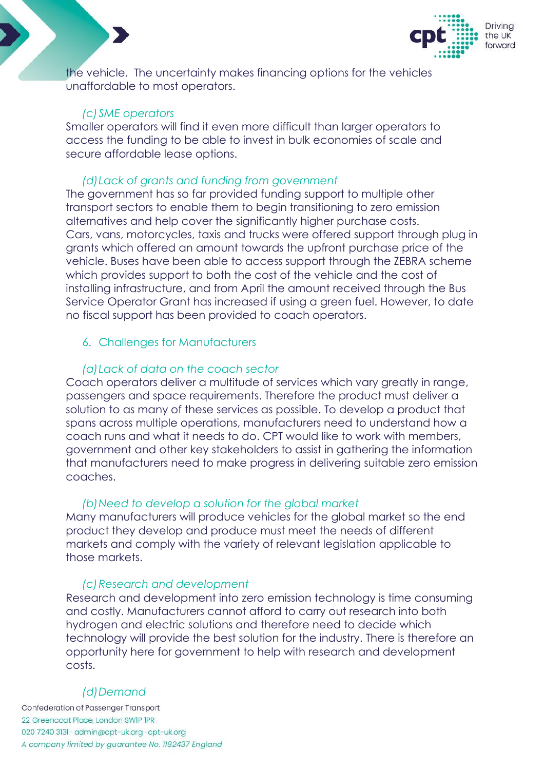the vehicle. The uncertainty makes financing options for the vehicles unaffordable to most operators.

### *(c) SME operators*

Smaller operators will find it even more difficult than larger operators to access the funding to be able to invest in bulk economies of scale and secure affordable lease options.

### *(d) Lack of grants and funding from government*

The government has so far provided funding support to multiple other transport sectors to enable them to begin transitioning to zero emission alternatives and help cover the significantly higher purchase costs. Cars, vans, motorcycles, taxis and trucks were offered support through plug in grants which offered an amount towards the upfront purchase price of the vehicle. Buses have been able to access support through the ZEBRA scheme which provides support to both the cost of the vehicle and the cost of installing infrastructure, and from April the amount received through the Bus Service Operator Grant has increased if using a green fuel. However, to date no fiscal support has been provided to coach operators.

## 6. Challenges for Manufacturers

### *(a) Lack of data on the coach sector*

Coach operators deliver a multitude of services which vary greatly in range, passengers and space requirements. Therefore the product must deliver a solution to as many of these services as possible. To develop a product that spans across multiple operations, manufacturers need to understand how a coach runs and what it needs to do. CPT would like to work with members, government and other key stakeholders to assist in gathering the information that manufacturers need to make progress in delivering suitable zero emission coaches.

### *(b) Need to develop a solution for the global market*

Many manufacturers will produce vehicles for the global market so the end product they develop and produce must meet the needs of different markets and comply with the variety of relevant legislation applicable to those markets.

### *(c) Research and development*

Research and development into zero emission technology is time consuming and costly. Manufacturers cannot afford to carry out research into both hydrogen and electric solutions and therefore need to decide which technology will provide the best solution for the industry. There is therefore an opportunity here for government to help with research and development costs.

### *(d) Demand*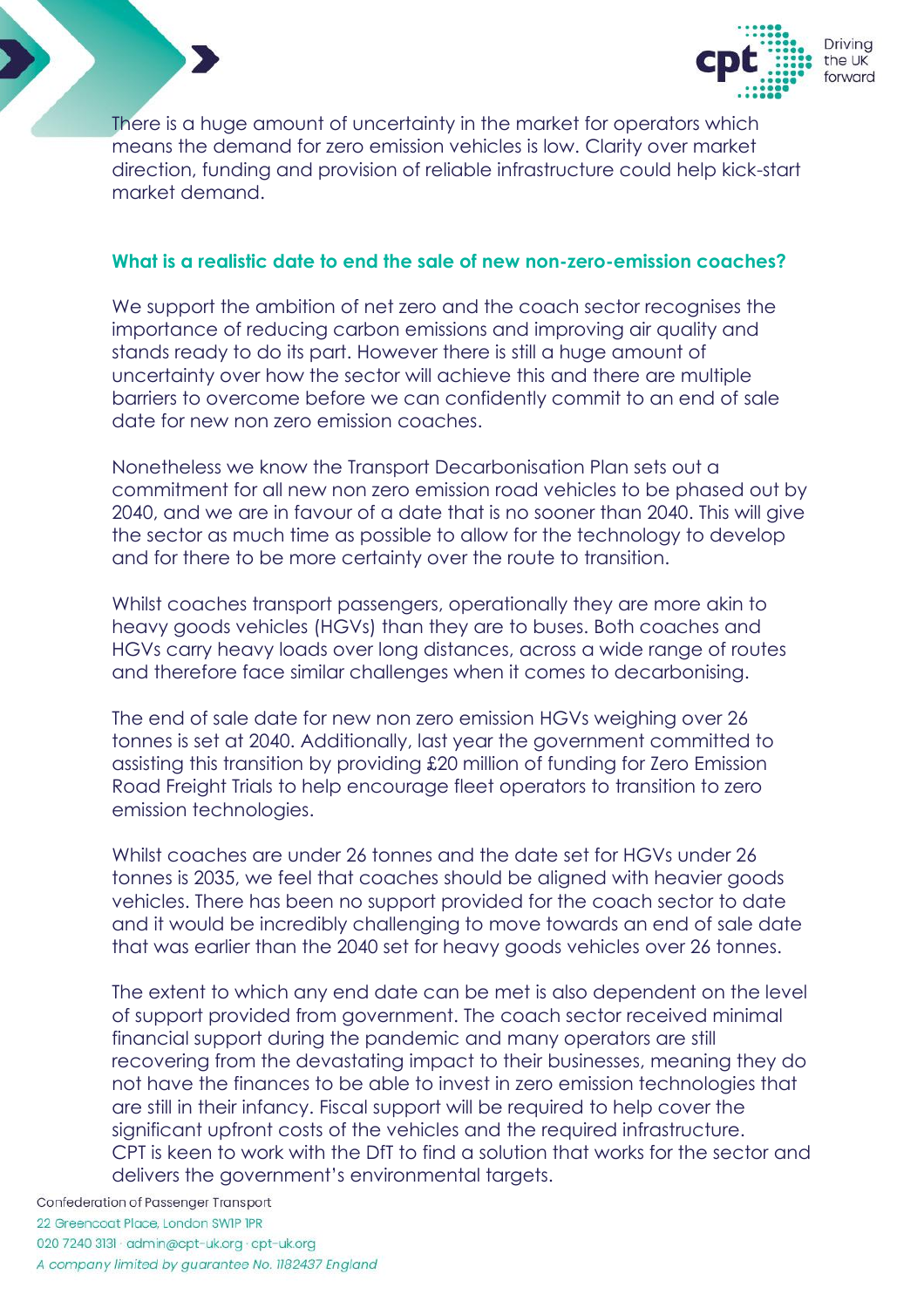There is a huge amount of uncertainty in the market for operators which means the demand for zero emission vehicles is low. Clarity over market direction, funding and provision of reliable infrastructure could help kick-start market demand.

### What is a realistic date to end the sale of new non-zero-emission coaches?

We support the ambition of net zero and the coach sector recognises the importance of reducing carbon emissions and improving air quality and stands ready to do its part. However there is still a huge amount of uncertainty over how the sector will achieve this and there are multiple barriers to overcome before we can confidently commit to an end of sale date for new non zero emission coaches.

Nonetheless we know the Transport Decarbonisation Plan sets out a commitment for all new non zero emission road vehicles to be phased out by 2040, and we are in favour of a date that is no sooner than 2040. This will give the sector as much time as possible to allow for the technology to develop and for there to be more certainty over the route to transition.

Whilst coaches transport passengers, operationally they are more akin to heavy goods vehicles (HGVs) than they are to buses. Both coaches and HGVs carry heavy loads over long distances, across a wide range of routes and therefore face similar challenges when it comes to decarbonising.

The end of sale date for new non zero emission HGVs weighing over 26 tonnes is set at 2040. Additionally, last year the government committed to assisting this transition by providing £20 million of funding for Zero Emission Road Freight Trials to help encourage fleet operators to transition to zero emission technologies.

Whilst coaches are under 26 tonnes and the date set for HGVs under 26 tonnes is 2035, we feel that coaches should be aligned with heavier goods vehicles. There has been no support provided for the coach sector to date and it would be incredibly challenging to move towards an end of sale date that was earlier than the 2040 set for heavy goods vehicles over 26 tonnes.

The extent to which any end date can be met is also dependent on the level of support provided from government. The coach sector received minimal financial support during the pandemic and many operators are still recovering from the devastating impact to their businesses, meaning they do not have the finances to be able to invest in zero emission technologies that are still in their infancy. Fiscal support will be required to help cover the significant upfront costs of the vehicles and the required infrastructure. CPT is keen to work with the DfT to find a solution that works for the sector and delivers the government's environmental targets.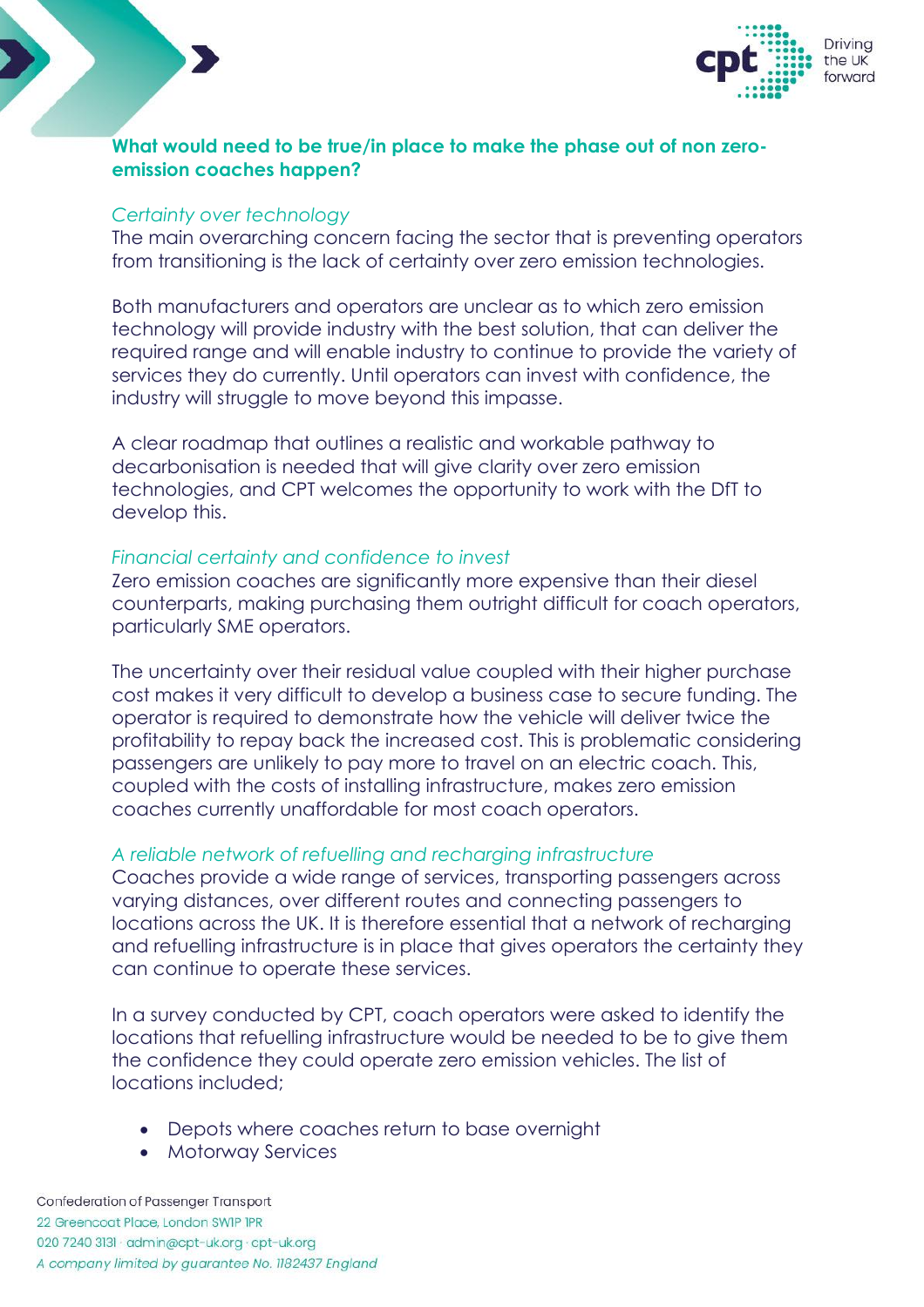**What would need to be true/in place to make the phase out of non zero-emission coaches happen?**

*Certainty over technology*

The main overarching concern facing the sector that is preventing operators from transitioning is the lack of certainty over zero emission technologies.

Both manufacturers and operators are unclear as to which zero emission technology will provide industry with the best solution, that can deliver the required range and will enable industry to continue to provide the variety of services they do currently. Until operators can invest with confidence, the industry will struggle to move beyond this impasse.

A clear roadmap that outlines a realistic and workable pathway to decarbonisation is needed that will give clarity over zero emission technologies, and CPT welcomes the opportunity to work with the DfT to develop this.

*Financial certainty and confidence to invest*

Zero emission coaches are significantly more expensive than their diesel counterparts, making purchasing them outright difficult for coach operators, particularly SME operators.

The uncertainty over their residual value coupled with their higher purchase cost makes it very difficult to develop a business case to secure funding. The operator is required to demonstrate how the vehicle will deliver twice the profitability to repay back the increased cost. This is problematic considering passengers are unlikely to pay more to travel on an electric coach. This, coupled with the costs of installing infrastructure, makes zero emission coaches currently unaffordable for most coach operators.

*A reliable network of refuelling and recharging infrastructure*

Coaches provide a wide range of services, transporting passengers across varying distances, over different routes and connecting passengers to locations across the UK. It is therefore essential that a network of recharging and refuelling infrastructure is in place that gives operators the certainty they can continue to operate these services.

In a survey conducted by CPT, coach operators were asked to identify the locations that refuelling infrastructure would be needed to be to give them the confidence they could operate zero emission vehicles. The list of locations included;

- Depots where coaches return to base overnight
- Motorway Services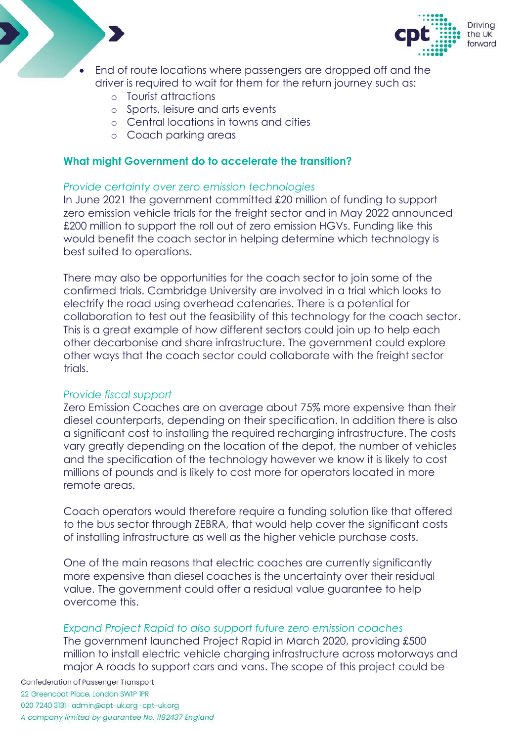- End of route locations where passengers are dropped off and the driver is required to wait for them for the return journey such as:
  - Tourist attractions
  - Sports, leisure and arts events
  - Central locations in towns and cities
  - Coach parking areas

### What might Government do to accelerate the transition?

*Provide certainty over zero emission technologies*

In June 2021 the government committed £20 million of funding to support zero emission vehicle trials for the freight sector and in May 2022 announced £200 million to support the roll out of zero emission HGVs. Funding like this would benefit the coach sector in helping determine which technology is best suited to operations.

There may also be opportunities for the coach sector to join some of the confirmed trials. Cambridge University are involved in a trial which looks to electrify the road using overhead catenaries. There is a potential for collaboration to test out the feasibility of this technology for the coach sector. This is a great example of how different sectors could join up to help each other decarbonise and share infrastructure. The government could explore other ways that the coach sector could collaborate with the freight sector trials.

*Provide fiscal support*

Zero Emission Coaches are on average about 75% more expensive than their diesel counterparts, depending on their specification. In addition there is also a significant cost to installing the required recharging infrastructure. The costs vary greatly depending on the location of the depot, the number of vehicles and the specification of the technology however we know it is likely to cost millions of pounds and is likely to cost more for operators located in more remote areas.

Coach operators would therefore require a funding solution like that offered to the bus sector through ZEBRA, that would help cover the significant costs of installing infrastructure as well as the higher vehicle purchase costs.

One of the main reasons that electric coaches are currently significantly more expensive than diesel coaches is the uncertainty over their residual value. The government could offer a residual value guarantee to help overcome this.

*Expand Project Rapid to also support future zero emission coaches*

The government launched Project Rapid in March 2020, providing £500 million to install electric vehicle charging infrastructure across motorways and major A roads to support cars and vans. The scope of this project could be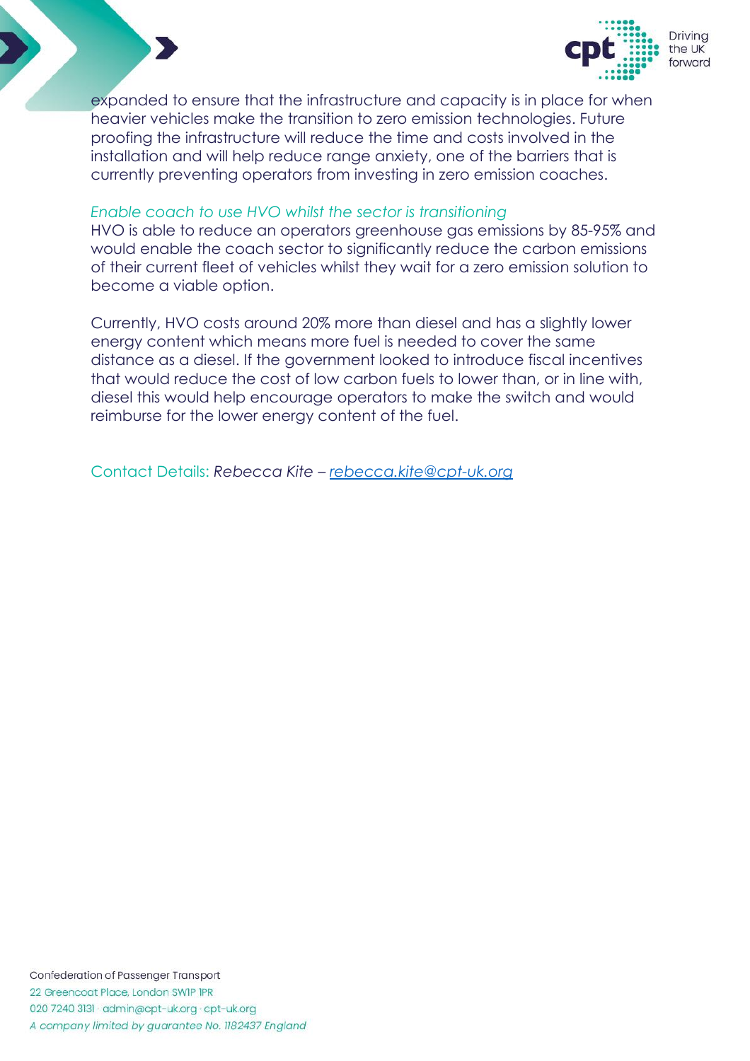expanded to ensure that the infrastructure and capacity is in place for when heavier vehicles make the transition to zero emission technologies. Future proofing the infrastructure will reduce the time and costs involved in the installation and will help reduce range anxiety, one of the barriers that is currently preventing operators from investing in zero emission coaches.

*Enable coach to use HVO whilst the sector is transitioning*

HVO is able to reduce an operators greenhouse gas emissions by 85-95% and would enable the coach sector to significantly reduce the carbon emissions of their current fleet of vehicles whilst they wait for a zero emission solution to become a viable option.

Currently, HVO costs around 20% more than diesel and has a slightly lower energy content which means more fuel is needed to cover the same distance as a diesel. If the government looked to introduce fiscal incentives that would reduce the cost of low carbon fuels to lower than, or in line with, diesel this would help encourage operators to make the switch and would reimburse for the lower energy content of the fuel.

Contact Details: *Rebecca Kite – rebecca.kite@cpt-uk.org*

Confederation of Passenger Transport
22 Greencoat Place, London SW1P 1PR
020 7240 3131 · admin@cpt-uk.org · cpt-uk.org
*A company limited by guarantee No. 1182437 England*